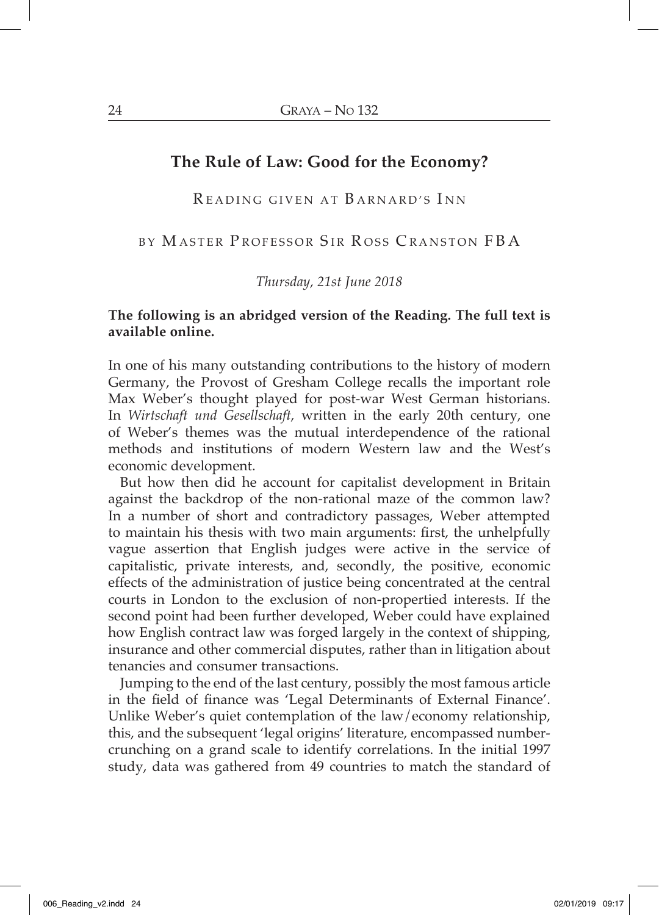# The Rule of Law: Good for the Economy?

Reading given at Barnard's Inn

by Master Professor Sir Ross Cranston FBA

*Thursday, 21st June 2018*

**The following is an abridged version of the Reading. The full text is available online.**

In one of his many outstanding contributions to the history of modern Germany, the Provost of Gresham College recalls the important role Max Weber's thought played for post-war West German historians. In *Wirtschaft und Gesellschaft*, written in the early 20th century, one of Weber's themes was the mutual interdependence of the rational methods and institutions of modern Western law and the West's economic development.

But how then did he account for capitalist development in Britain against the backdrop of the non-rational maze of the common law? In a number of short and contradictory passages, Weber attempted to maintain his thesis with two main arguments: first, the unhelpfully vague assertion that English judges were active in the service of capitalistic, private interests, and, secondly, the positive, economic effects of the administration of justice being concentrated at the central courts in London to the exclusion of non-propertied interests. If the second point had been further developed, Weber could have explained how English contract law was forged largely in the context of shipping, insurance and other commercial disputes, rather than in litigation about tenancies and consumer transactions.

Jumping to the end of the last century, possibly the most famous article in the field of finance was 'Legal Determinants of External Finance'. Unlike Weber's quiet contemplation of the law/economy relationship, this, and the subsequent 'legal origins' literature, encompassed number-crunching on a grand scale to identify correlations. In the initial 1997 study, data was gathered from 49 countries to match the standard of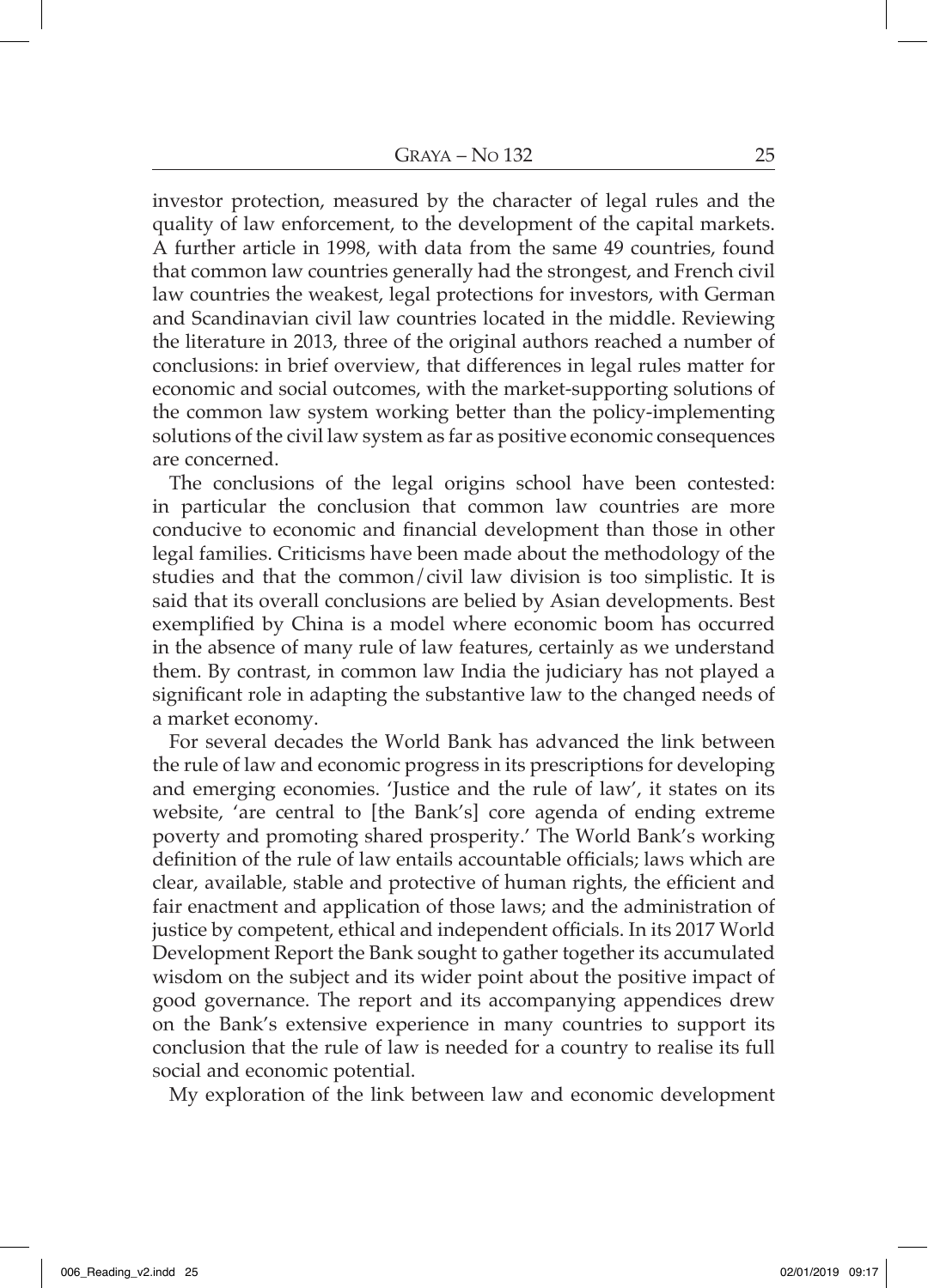investor protection, measured by the character of legal rules and the quality of law enforcement, to the development of the capital markets. A further article in 1998, with data from the same 49 countries, found that common law countries generally had the strongest, and French civil law countries the weakest, legal protections for investors, with German and Scandinavian civil law countries located in the middle. Reviewing the literature in 2013, three of the original authors reached a number of conclusions: in brief overview, that differences in legal rules matter for economic and social outcomes, with the market-supporting solutions of the common law system working better than the policy-implementing solutions of the civil law system as far as positive economic consequences are concerned.

The conclusions of the legal origins school have been contested: in particular the conclusion that common law countries are more conducive to economic and financial development than those in other legal families. Criticisms have been made about the methodology of the studies and that the common/civil law division is too simplistic. It is said that its overall conclusions are belied by Asian developments. Best exemplified by China is a model where economic boom has occurred in the absence of many rule of law features, certainly as we understand them. By contrast, in common law India the judiciary has not played a significant role in adapting the substantive law to the changed needs of a market economy.

For several decades the World Bank has advanced the link between the rule of law and economic progress in its prescriptions for developing and emerging economies. 'Justice and the rule of law', it states on its website, 'are central to [the Bank's] core agenda of ending extreme poverty and promoting shared prosperity.' The World Bank's working definition of the rule of law entails accountable officials; laws which are clear, available, stable and protective of human rights, the efficient and fair enactment and application of those laws; and the administration of justice by competent, ethical and independent officials. In its 2017 World Development Report the Bank sought to gather together its accumulated wisdom on the subject and its wider point about the positive impact of good governance. The report and its accompanying appendices drew on the Bank's extensive experience in many countries to support its conclusion that the rule of law is needed for a country to realise its full social and economic potential.

My exploration of the link between law and economic development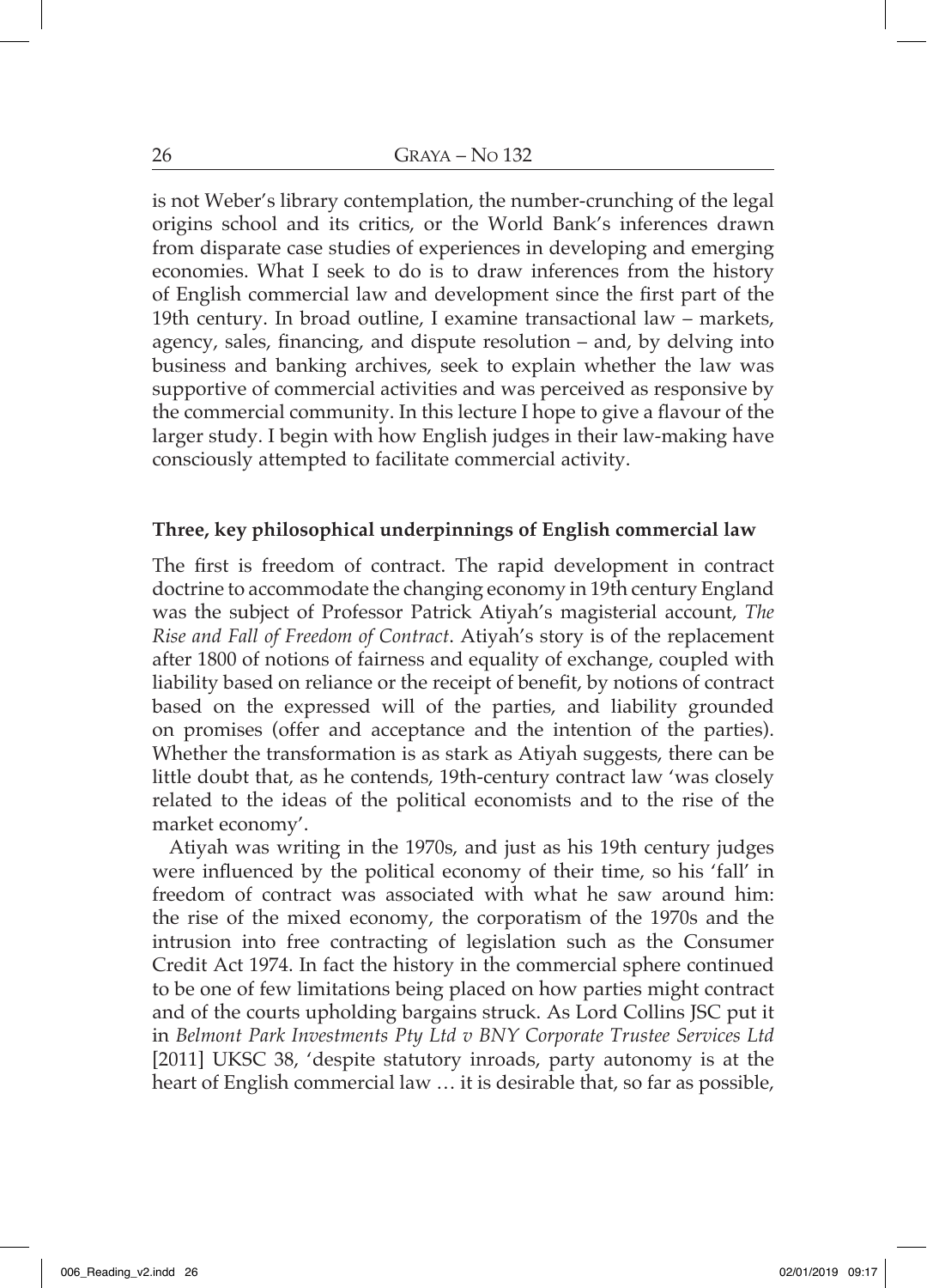is not Weber's library contemplation, the number-crunching of the legal origins school and its critics, or the World Bank's inferences drawn from disparate case studies of experiences in developing and emerging economies. What I seek to do is to draw inferences from the history of English commercial law and development since the first part of the 19th century. In broad outline, I examine transactional law – markets, agency, sales, financing, and dispute resolution – and, by delving into business and banking archives, seek to explain whether the law was supportive of commercial activities and was perceived as responsive by the commercial community. In this lecture I hope to give a flavour of the larger study. I begin with how English judges in their law-making have consciously attempted to facilitate commercial activity.

## Three, key philosophical underpinnings of English commercial law

The first is freedom of contract. The rapid development in contract doctrine to accommodate the changing economy in 19th century England was the subject of Professor Patrick Atiyah's magisterial account, *The Rise and Fall of Freedom of Contract*. Atiyah's story is of the replacement after 1800 of notions of fairness and equality of exchange, coupled with liability based on reliance or the receipt of benefit, by notions of contract based on the expressed will of the parties, and liability grounded on promises (offer and acceptance and the intention of the parties). Whether the transformation is as stark as Atiyah suggests, there can be little doubt that, as he contends, 19th-century contract law 'was closely related to the ideas of the political economists and to the rise of the market economy'.

Atiyah was writing in the 1970s, and just as his 19th century judges were influenced by the political economy of their time, so his 'fall' in freedom of contract was associated with what he saw around him: the rise of the mixed economy, the corporatism of the 1970s and the intrusion into free contracting of legislation such as the Consumer Credit Act 1974. In fact the history in the commercial sphere continued to be one of few limitations being placed on how parties might contract and of the courts upholding bargains struck. As Lord Collins JSC put it in *Belmont Park Investments Pty Ltd v BNY Corporate Trustee Services Ltd* [2011] UKSC 38, 'despite statutory inroads, party autonomy is at the heart of English commercial law … it is desirable that, so far as possible,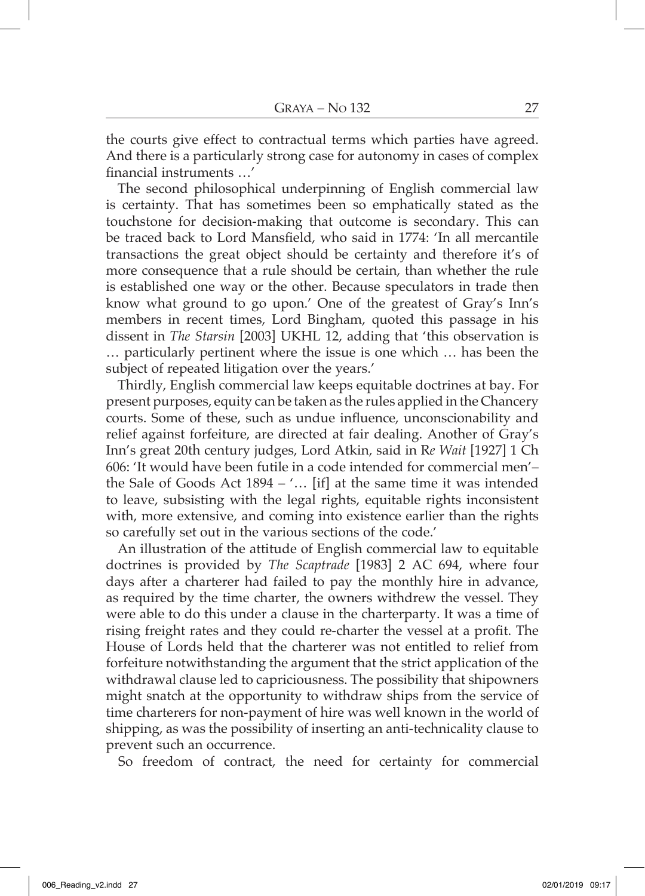the courts give effect to contractual terms which parties have agreed. And there is a particularly strong case for autonomy in cases of complex financial instruments …'

The second philosophical underpinning of English commercial law is certainty. That has sometimes been so emphatically stated as the touchstone for decision-making that outcome is secondary. This can be traced back to Lord Mansfield, who said in 1774: 'In all mercantile transactions the great object should be certainty and therefore it's of more consequence that a rule should be certain, than whether the rule is established one way or the other. Because speculators in trade then know what ground to go upon.' One of the greatest of Gray's Inn's members in recent times, Lord Bingham, quoted this passage in his dissent in *The Starsin* [2003] UKHL 12, adding that 'this observation is … particularly pertinent where the issue is one which … has been the subject of repeated litigation over the years.'

Thirdly, English commercial law keeps equitable doctrines at bay. For present purposes, equity can be taken as the rules applied in the Chancery courts. Some of these, such as undue influence, unconscionability and relief against forfeiture, are directed at fair dealing. Another of Gray's Inn's great 20th century judges, Lord Atkin, said in R*e Wait* [1927] 1 Ch 606: 'It would have been futile in a code intended for commercial men'– the Sale of Goods Act 1894 – '… [if] at the same time it was intended to leave, subsisting with the legal rights, equitable rights inconsistent with, more extensive, and coming into existence earlier than the rights so carefully set out in the various sections of the code.'

An illustration of the attitude of English commercial law to equitable doctrines is provided by *The Scaptrade* [1983] 2 AC 694, where four days after a charterer had failed to pay the monthly hire in advance, as required by the time charter, the owners withdrew the vessel. They were able to do this under a clause in the charterparty. It was a time of rising freight rates and they could re-charter the vessel at a profit. The House of Lords held that the charterer was not entitled to relief from forfeiture notwithstanding the argument that the strict application of the withdrawal clause led to capriciousness. The possibility that shipowners might snatch at the opportunity to withdraw ships from the service of time charterers for non-payment of hire was well known in the world of shipping, as was the possibility of inserting an anti-technicality clause to prevent such an occurrence.

So freedom of contract, the need for certainty for commercial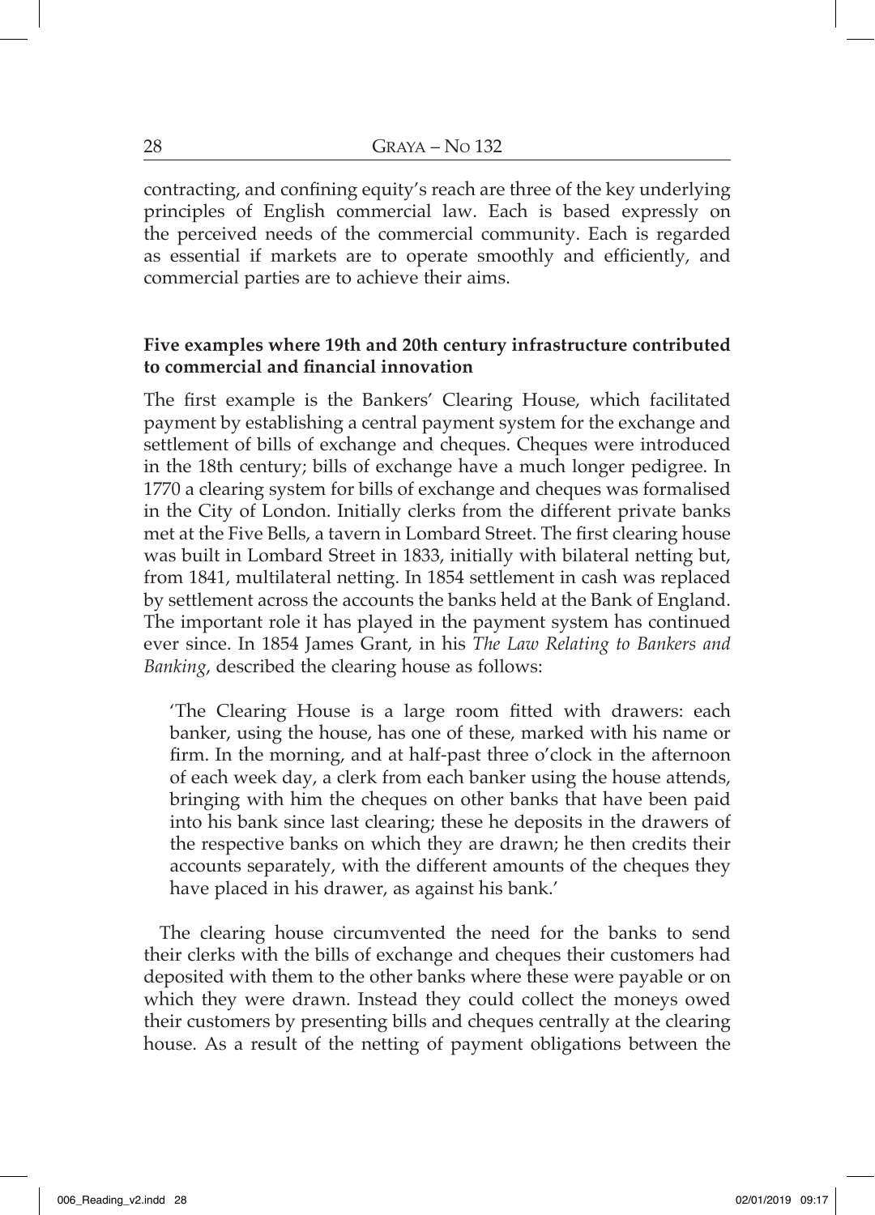contracting, and confining equity's reach are three of the key underlying principles of English commercial law. Each is based expressly on the perceived needs of the commercial community. Each is regarded as essential if markets are to operate smoothly and efficiently, and commercial parties are to achieve their aims.

**Five examples where 19th and 20th century infrastructure contributed to commercial and financial innovation**

The first example is the Bankers' Clearing House, which facilitated payment by establishing a central payment system for the exchange and settlement of bills of exchange and cheques. Cheques were introduced in the 18th century; bills of exchange have a much longer pedigree. In 1770 a clearing system for bills of exchange and cheques was formalised in the City of London. Initially clerks from the different private banks met at the Five Bells, a tavern in Lombard Street. The first clearing house was built in Lombard Street in 1833, initially with bilateral netting but, from 1841, multilateral netting. In 1854 settlement in cash was replaced by settlement across the accounts the banks held at the Bank of England. The important role it has played in the payment system has continued ever since. In 1854 James Grant, in his *The Law Relating to Bankers and Banking*, described the clearing house as follows:

> 'The Clearing House is a large room fitted with drawers: each banker, using the house, has one of these, marked with his name or firm. In the morning, and at half-past three o'clock in the afternoon of each week day, a clerk from each banker using the house attends, bringing with him the cheques on other banks that have been paid into his bank since last clearing; these he deposits in the drawers of the respective banks on which they are drawn; he then credits their accounts separately, with the different amounts of the cheques they have placed in his drawer, as against his bank.'

The clearing house circumvented the need for the banks to send their clerks with the bills of exchange and cheques their customers had deposited with them to the other banks where these were payable or on which they were drawn. Instead they could collect the moneys owed their customers by presenting bills and cheques centrally at the clearing house. As a result of the netting of payment obligations between the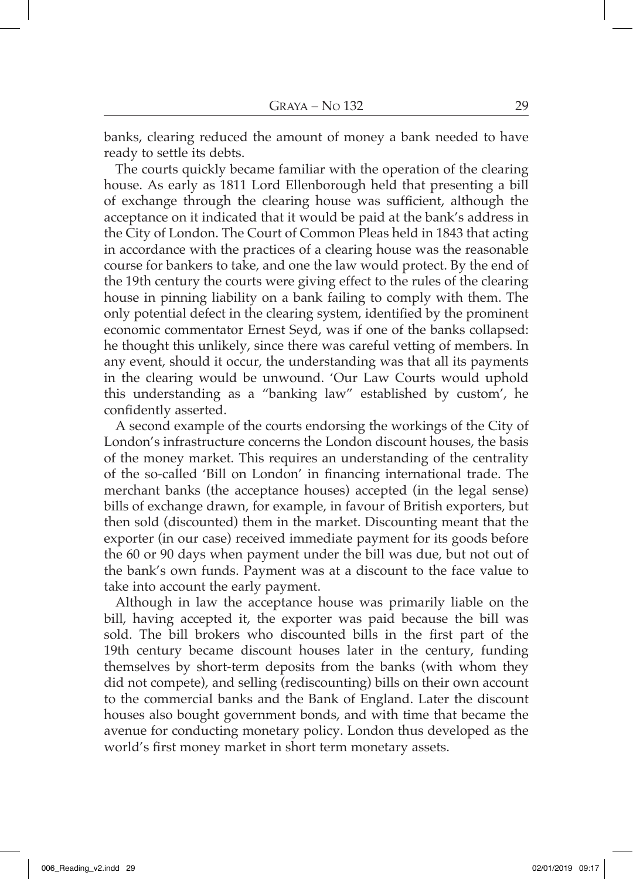banks, clearing reduced the amount of money a bank needed to have ready to settle its debts.

The courts quickly became familiar with the operation of the clearing house. As early as 1811 Lord Ellenborough held that presenting a bill of exchange through the clearing house was sufficient, although the acceptance on it indicated that it would be paid at the bank's address in the City of London. The Court of Common Pleas held in 1843 that acting in accordance with the practices of a clearing house was the reasonable course for bankers to take, and one the law would protect. By the end of the 19th century the courts were giving effect to the rules of the clearing house in pinning liability on a bank failing to comply with them. The only potential defect in the clearing system, identified by the prominent economic commentator Ernest Seyd, was if one of the banks collapsed: he thought this unlikely, since there was careful vetting of members. In any event, should it occur, the understanding was that all its payments in the clearing would be unwound. 'Our Law Courts would uphold this understanding as a "banking law" established by custom', he confidently asserted.

A second example of the courts endorsing the workings of the City of London's infrastructure concerns the London discount houses, the basis of the money market. This requires an understanding of the centrality of the so-called 'Bill on London' in financing international trade. The merchant banks (the acceptance houses) accepted (in the legal sense) bills of exchange drawn, for example, in favour of British exporters, but then sold (discounted) them in the market. Discounting meant that the exporter (in our case) received immediate payment for its goods before the 60 or 90 days when payment under the bill was due, but not out of the bank's own funds. Payment was at a discount to the face value to take into account the early payment.

Although in law the acceptance house was primarily liable on the bill, having accepted it, the exporter was paid because the bill was sold. The bill brokers who discounted bills in the first part of the 19th century became discount houses later in the century, funding themselves by short-term deposits from the banks (with whom they did not compete), and selling (rediscounting) bills on their own account to the commercial banks and the Bank of England. Later the discount houses also bought government bonds, and with time that became the avenue for conducting monetary policy. London thus developed as the world's first money market in short term monetary assets.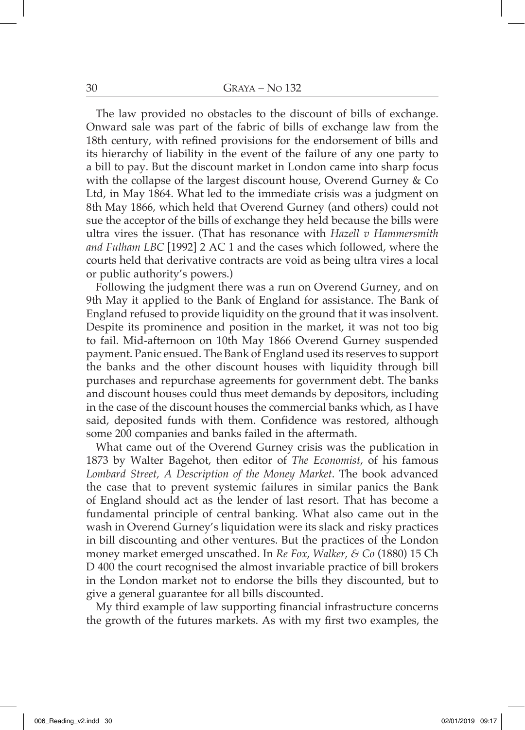The law provided no obstacles to the discount of bills of exchange. Onward sale was part of the fabric of bills of exchange law from the 18th century, with refined provisions for the endorsement of bills and its hierarchy of liability in the event of the failure of any one party to a bill to pay. But the discount market in London came into sharp focus with the collapse of the largest discount house, Overend Gurney & Co Ltd, in May 1864. What led to the immediate crisis was a judgment on 8th May 1866, which held that Overend Gurney (and others) could not sue the acceptor of the bills of exchange they held because the bills were ultra vires the issuer. (That has resonance with *Hazell v Hammersmith and Fulham LBC* [1992] 2 AC 1 and the cases which followed, where the courts held that derivative contracts are void as being ultra vires a local or public authority's powers.)

Following the judgment there was a run on Overend Gurney, and on 9th May it applied to the Bank of England for assistance. The Bank of England refused to provide liquidity on the ground that it was insolvent. Despite its prominence and position in the market, it was not too big to fail. Mid-afternoon on 10th May 1866 Overend Gurney suspended payment. Panic ensued. The Bank of England used its reserves to support the banks and the other discount houses with liquidity through bill purchases and repurchase agreements for government debt. The banks and discount houses could thus meet demands by depositors, including in the case of the discount houses the commercial banks which, as I have said, deposited funds with them. Confidence was restored, although some 200 companies and banks failed in the aftermath.

What came out of the Overend Gurney crisis was the publication in 1873 by Walter Bagehot, then editor of *The Economist*, of his famous *Lombard Street, A Description of the Money Market*. The book advanced the case that to prevent systemic failures in similar panics the Bank of England should act as the lender of last resort. That has become a fundamental principle of central banking. What also came out in the wash in Overend Gurney's liquidation were its slack and risky practices in bill discounting and other ventures. But the practices of the London money market emerged unscathed. In *Re Fox, Walker, & Co* (1880) 15 Ch D 400 the court recognised the almost invariable practice of bill brokers in the London market not to endorse the bills they discounted, but to give a general guarantee for all bills discounted.

My third example of law supporting financial infrastructure concerns the growth of the futures markets. As with my first two examples, the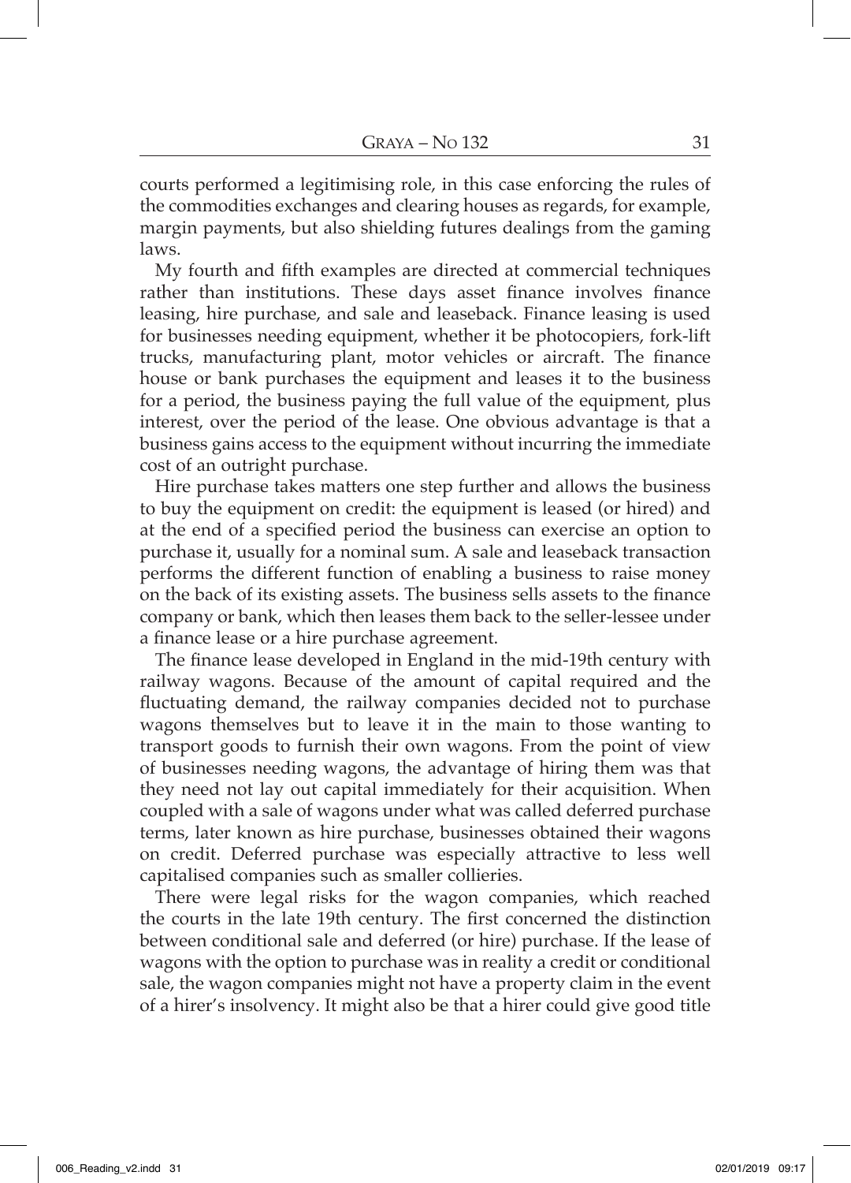courts performed a legitimising role, in this case enforcing the rules of the commodities exchanges and clearing houses as regards, for example, margin payments, but also shielding futures dealings from the gaming laws.

My fourth and fifth examples are directed at commercial techniques rather than institutions. These days asset finance involves finance leasing, hire purchase, and sale and leaseback. Finance leasing is used for businesses needing equipment, whether it be photocopiers, fork-lift trucks, manufacturing plant, motor vehicles or aircraft. The finance house or bank purchases the equipment and leases it to the business for a period, the business paying the full value of the equipment, plus interest, over the period of the lease. One obvious advantage is that a business gains access to the equipment without incurring the immediate cost of an outright purchase.

Hire purchase takes matters one step further and allows the business to buy the equipment on credit: the equipment is leased (or hired) and at the end of a specified period the business can exercise an option to purchase it, usually for a nominal sum. A sale and leaseback transaction performs the different function of enabling a business to raise money on the back of its existing assets. The business sells assets to the finance company or bank, which then leases them back to the seller-lessee under a finance lease or a hire purchase agreement.

The finance lease developed in England in the mid-19th century with railway wagons. Because of the amount of capital required and the fluctuating demand, the railway companies decided not to purchase wagons themselves but to leave it in the main to those wanting to transport goods to furnish their own wagons. From the point of view of businesses needing wagons, the advantage of hiring them was that they need not lay out capital immediately for their acquisition. When coupled with a sale of wagons under what was called deferred purchase terms, later known as hire purchase, businesses obtained their wagons on credit. Deferred purchase was especially attractive to less well capitalised companies such as smaller collieries.

There were legal risks for the wagon companies, which reached the courts in the late 19th century. The first concerned the distinction between conditional sale and deferred (or hire) purchase. If the lease of wagons with the option to purchase was in reality a credit or conditional sale, the wagon companies might not have a property claim in the event of a hirer's insolvency. It might also be that a hirer could give good title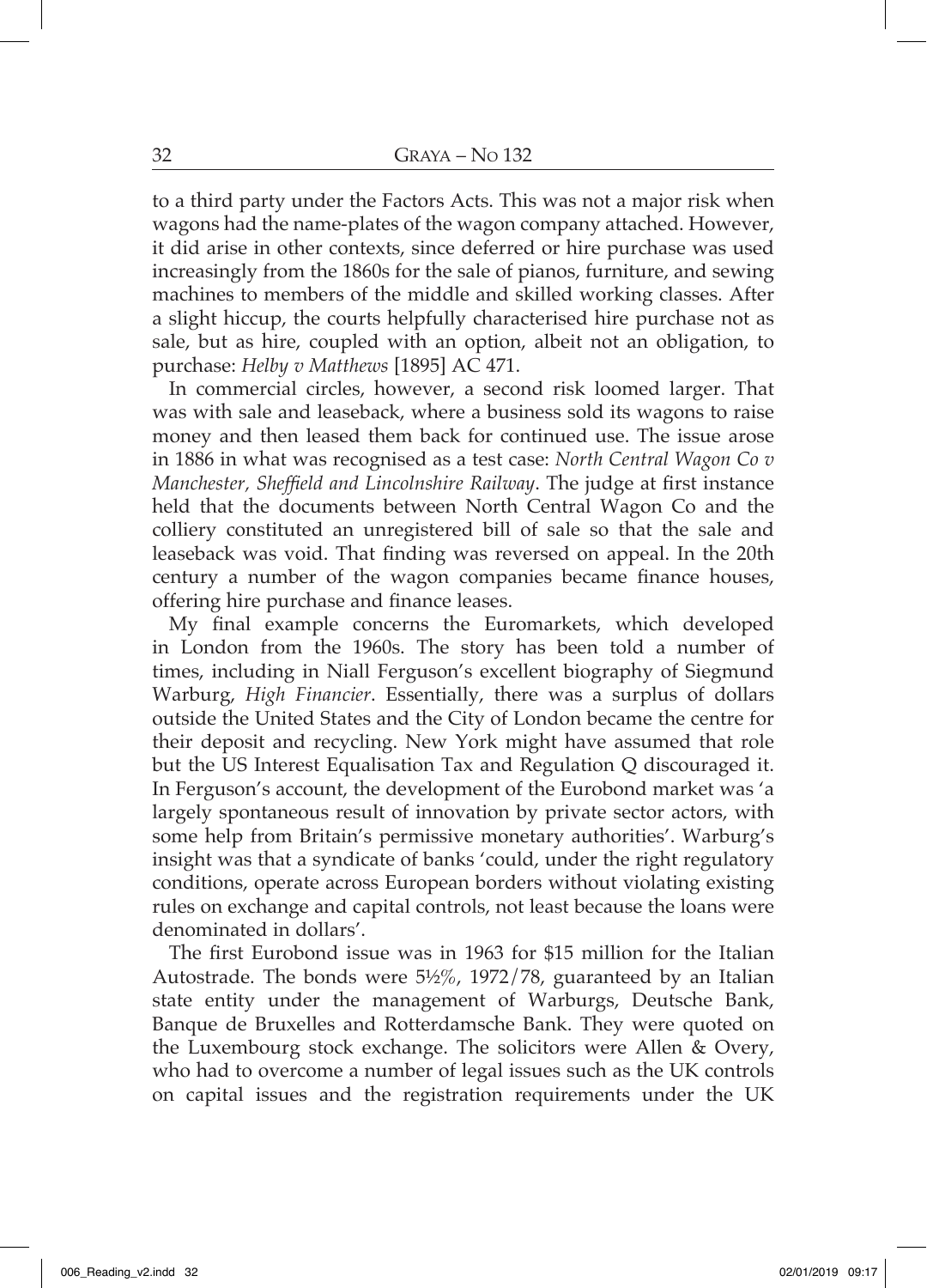to a third party under the Factors Acts. This was not a major risk when wagons had the name-plates of the wagon company attached. However, it did arise in other contexts, since deferred or hire purchase was used increasingly from the 1860s for the sale of pianos, furniture, and sewing machines to members of the middle and skilled working classes. After a slight hiccup, the courts helpfully characterised hire purchase not as sale, but as hire, coupled with an option, albeit not an obligation, to purchase: *Helby v Matthews* [1895] AC 471.

In commercial circles, however, a second risk loomed larger. That was with sale and leaseback, where a business sold its wagons to raise money and then leased them back for continued use. The issue arose in 1886 in what was recognised as a test case: *North Central Wagon Co v Manchester, Sheffield and Lincolnshire Railway*. The judge at first instance held that the documents between North Central Wagon Co and the colliery constituted an unregistered bill of sale so that the sale and leaseback was void. That finding was reversed on appeal. In the 20th century a number of the wagon companies became finance houses, offering hire purchase and finance leases.

My final example concerns the Euromarkets, which developed in London from the 1960s. The story has been told a number of times, including in Niall Ferguson's excellent biography of Siegmund Warburg, *High Financier*. Essentially, there was a surplus of dollars outside the United States and the City of London became the centre for their deposit and recycling. New York might have assumed that role but the US Interest Equalisation Tax and Regulation Q discouraged it. In Ferguson's account, the development of the Eurobond market was 'a largely spontaneous result of innovation by private sector actors, with some help from Britain's permissive monetary authorities'. Warburg's insight was that a syndicate of banks 'could, under the right regulatory conditions, operate across European borders without violating existing rules on exchange and capital controls, not least because the loans were denominated in dollars'.

The first Eurobond issue was in 1963 for $15 million for the Italian Autostrade. The bonds were 5½%, 1972/78, guaranteed by an Italian state entity under the management of Warburgs, Deutsche Bank, Banque de Bruxelles and Rotterdamsche Bank. They were quoted on the Luxembourg stock exchange. The solicitors were Allen & Overy, who had to overcome a number of legal issues such as the UK controls on capital issues and the registration requirements under the UK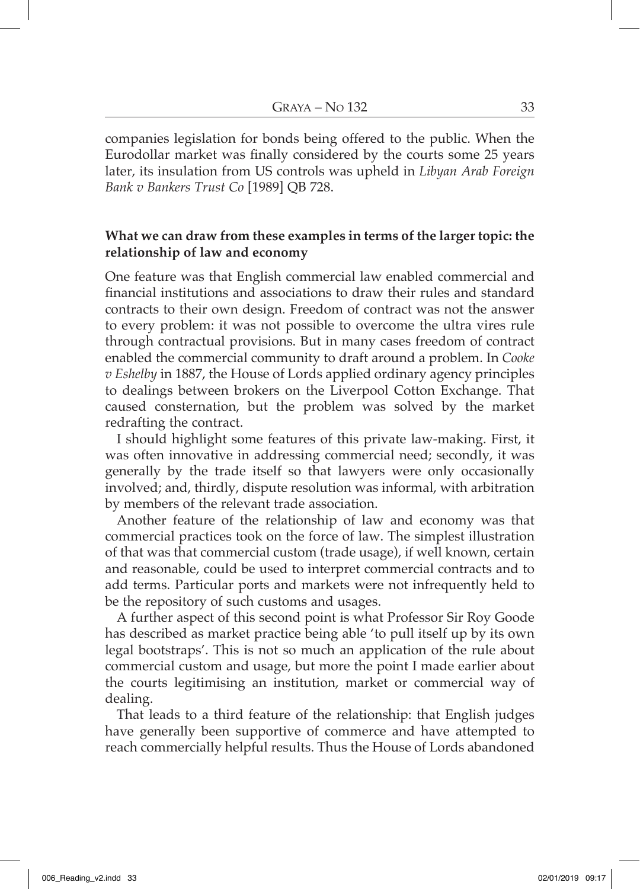companies legislation for bonds being offered to the public. When the Eurodollar market was finally considered by the courts some 25 years later, its insulation from US controls was upheld in *Libyan Arab Foreign Bank v Bankers Trust Co* [1989] QB 728.

**What we can draw from these examples in terms of the larger topic: the relationship of law and economy**

One feature was that English commercial law enabled commercial and financial institutions and associations to draw their rules and standard contracts to their own design. Freedom of contract was not the answer to every problem: it was not possible to overcome the ultra vires rule through contractual provisions. But in many cases freedom of contract enabled the commercial community to draft around a problem. In *Cooke v Eshelby* in 1887, the House of Lords applied ordinary agency principles to dealings between brokers on the Liverpool Cotton Exchange. That caused consternation, but the problem was solved by the market redrafting the contract.

I should highlight some features of this private law-making. First, it was often innovative in addressing commercial need; secondly, it was generally by the trade itself so that lawyers were only occasionally involved; and, thirdly, dispute resolution was informal, with arbitration by members of the relevant trade association.

Another feature of the relationship of law and economy was that commercial practices took on the force of law. The simplest illustration of that was that commercial custom (trade usage), if well known, certain and reasonable, could be used to interpret commercial contracts and to add terms. Particular ports and markets were not infrequently held to be the repository of such customs and usages.

A further aspect of this second point is what Professor Sir Roy Goode has described as market practice being able 'to pull itself up by its own legal bootstraps'. This is not so much an application of the rule about commercial custom and usage, but more the point I made earlier about the courts legitimising an institution, market or commercial way of dealing.

That leads to a third feature of the relationship: that English judges have generally been supportive of commerce and have attempted to reach commercially helpful results. Thus the House of Lords abandoned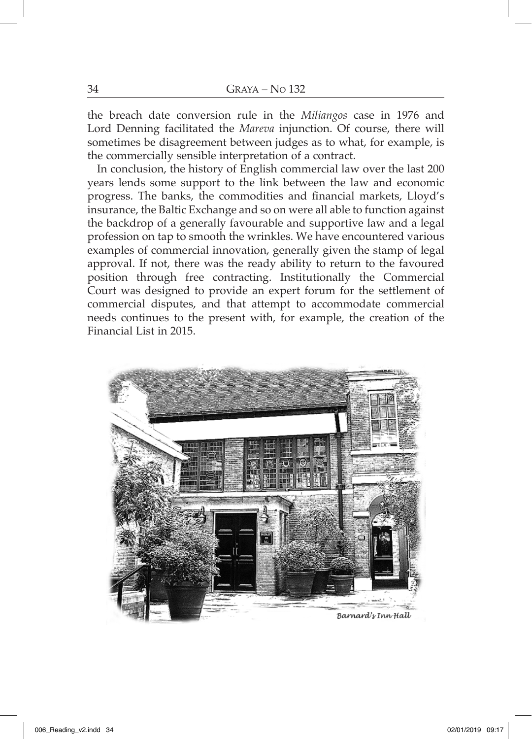the breach date conversion rule in the *Miliangos* case in 1976 and Lord Denning facilitated the *Mareva* injunction. Of course, there will sometimes be disagreement between judges as to what, for example, is the commercially sensible interpretation of a contract.

In conclusion, the history of English commercial law over the last 200 years lends some support to the link between the law and economic progress. The banks, the commodities and financial markets, Lloyd's insurance, the Baltic Exchange and so on were all able to function against the backdrop of a generally favourable and supportive law and a legal profession on tap to smooth the wrinkles. We have encountered various examples of commercial innovation, generally given the stamp of legal approval. If not, there was the ready ability to return to the favoured position through free contracting. Institutionally the Commercial Court was designed to provide an expert forum for the settlement of commercial disputes, and that attempt to accommodate commercial needs continues to the present with, for example, the creation of the Financial List in 2015.

Barnard's Inn Hall